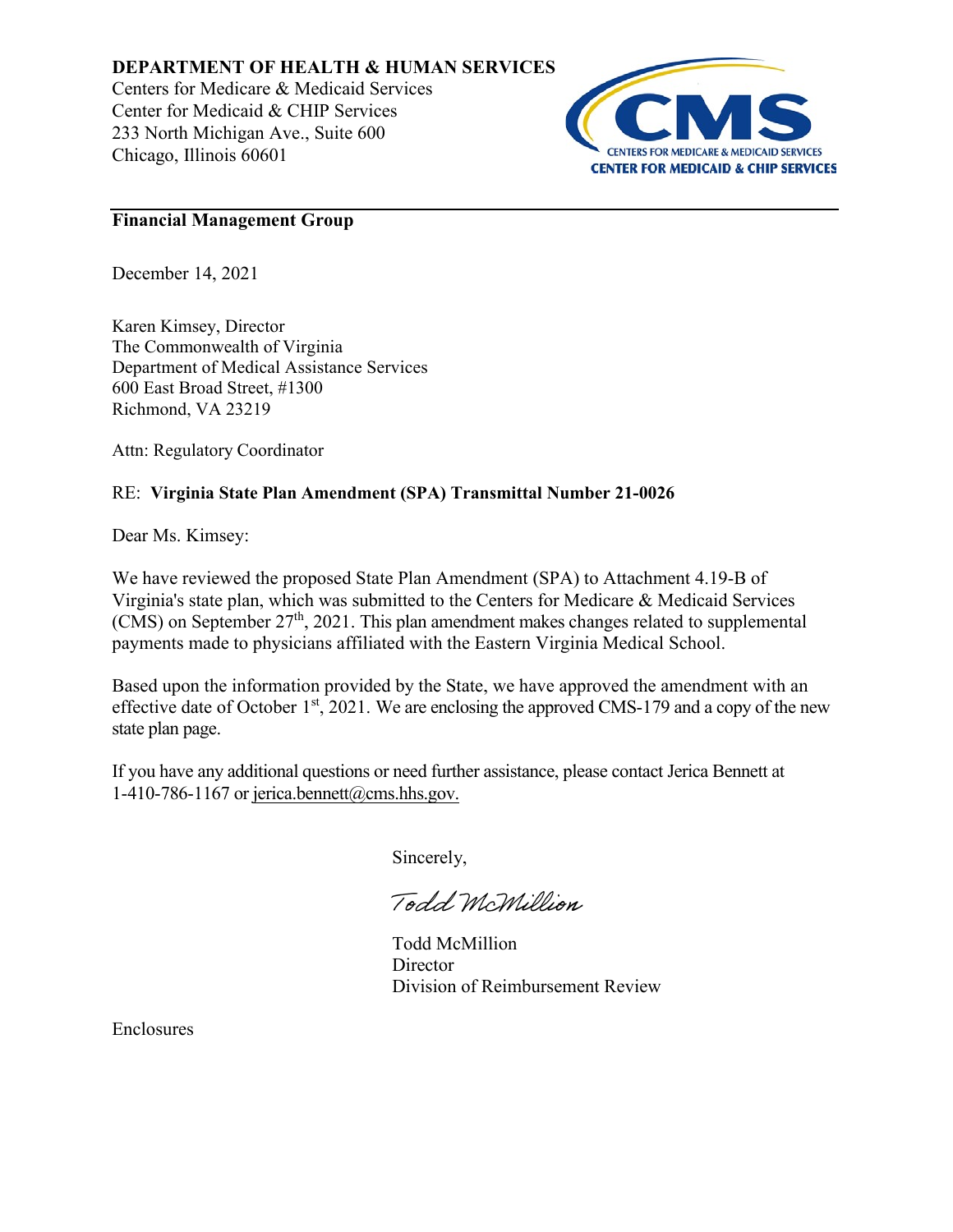**DEPARTMENT OF HEALTH & HUMAN SERVICES**
Centers for Medicare & Medicaid Services
Center for Medicaid & CHIP Services
233 North Michigan Ave., Suite 600
Chicago, Illinois 60601

CMS
CENTERS FOR MEDICARE & MEDICAID SERVICES
CENTER FOR MEDICAID & CHIP SERVICES

---

**Financial Management Group**

December 14, 2021

Karen Kimsey, Director
The Commonwealth of Virginia
Department of Medical Assistance Services
600 East Broad Street, #1300
Richmond, VA 23219

Attn: Regulatory Coordinator

RE: **Virginia State Plan Amendment (SPA) Transmittal Number 21-0026**

Dear Ms. Kimsey:

We have reviewed the proposed State Plan Amendment (SPA) to Attachment 4.19-B of Virginia's state plan, which was submitted to the Centers for Medicare & Medicaid Services (CMS) on September 27th, 2021. This plan amendment makes changes related to supplemental payments made to physicians affiliated with the Eastern Virginia Medical School.

Based upon the information provided by the State, we have approved the amendment with an effective date of October 1st, 2021. We are enclosing the approved CMS-179 and a copy of the new state plan page.

If you have any additional questions or need further assistance, please contact Jerica Bennett at 1-410-786-1167 or jerica.bennett@cms.hhs.gov.

Sincerely,

*Todd McMillion*

Todd McMillion
Director
Division of Reimbursement Review

Enclosures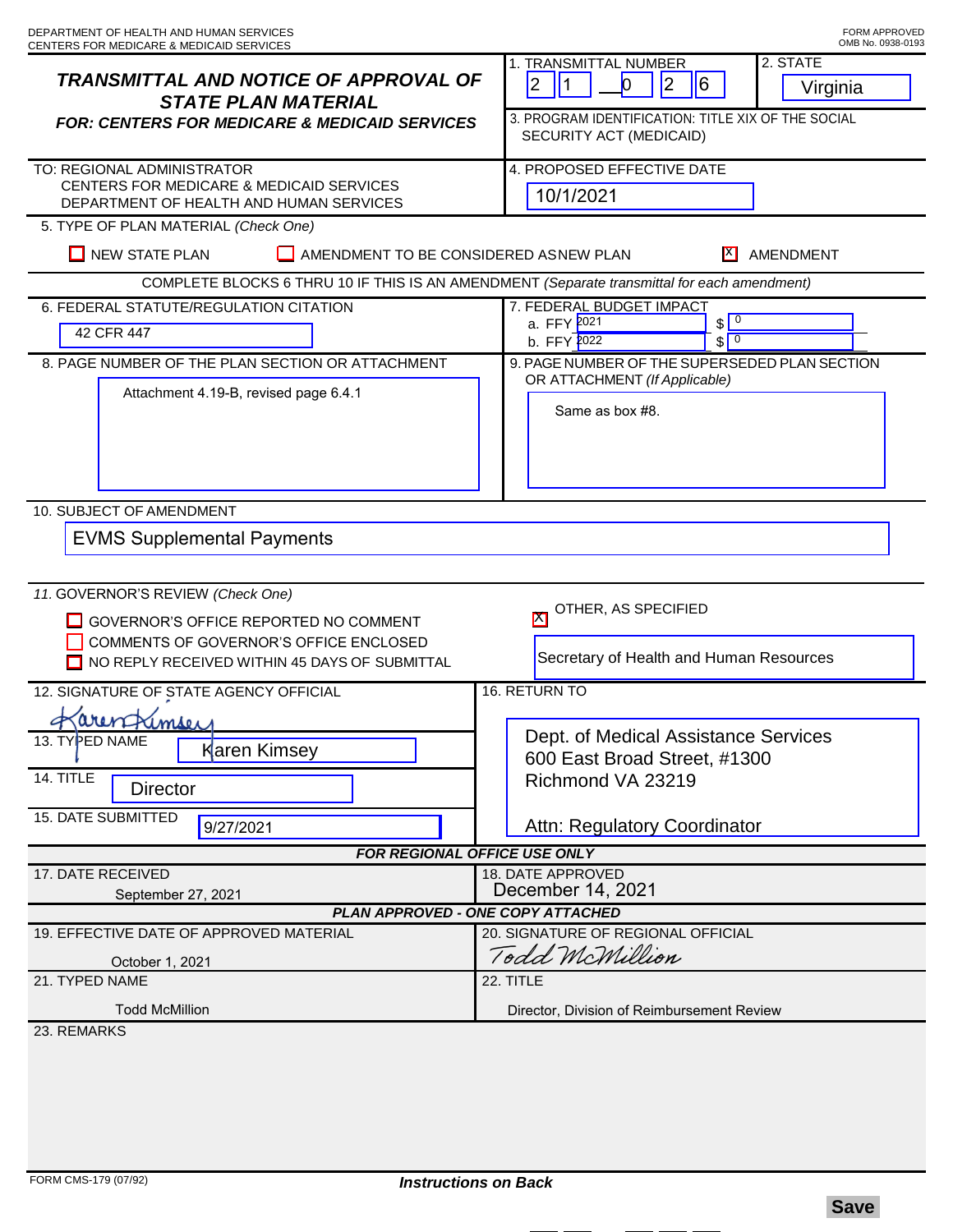DEPARTMENT OF HEALTH AND HUMAN SERVICES
CENTERS FOR MEDICARE & MEDICAID SERVICES

FORM APPROVED
OMB No. 0938-0193

## TRANSMITTAL AND NOTICE OF APPROVAL OF STATE PLAN MATERIAL

**FOR: CENTERS FOR MEDICARE & MEDICAID SERVICES**

1. TRANSMITTAL NUMBER: 2 1 — 0 2 6

2. STATE: Virginia

3. PROGRAM IDENTIFICATION: TITLE XIX OF THE SOCIAL SECURITY ACT (MEDICAID)

TO: REGIONAL ADMINISTRATOR
CENTERS FOR MEDICARE & MEDICAID SERVICES
DEPARTMENT OF HEALTH AND HUMAN SERVICES

4. PROPOSED EFFECTIVE DATE: 10/1/2021

5. TYPE OF PLAN MATERIAL *(Check One)*

- [ ] NEW STATE PLAN
- [ ] AMENDMENT TO BE CONSIDERED AS NEW PLAN
- [X] AMENDMENT

COMPLETE BLOCKS 6 THRU 10 IF THIS IS AN AMENDMENT *(Separate transmittal for each amendment)*

6. FEDERAL STATUTE/REGULATION CITATION: 42 CFR 447

7. FEDERAL BUDGET IMPACT
   a. FFY 2021 $ 0
   b. FFY 2022 $ 0

8. PAGE NUMBER OF THE PLAN SECTION OR ATTACHMENT: Attachment 4.19-B, revised page 6.4.1

9. PAGE NUMBER OF THE SUPERSEDED PLAN SECTION OR ATTACHMENT *(If Applicable)*: Same as box #8.

10. SUBJECT OF AMENDMENT: EVMS Supplemental Payments

11. GOVERNOR'S REVIEW *(Check One)*

- [ ] GOVERNOR'S OFFICE REPORTED NO COMMENT
- [ ] COMMENTS OF GOVERNOR'S OFFICE ENCLOSED
- [ ] NO REPLY RECEIVED WITHIN 45 DAYS OF SUBMITTAL
- [X] OTHER, AS SPECIFIED: Secretary of Health and Human Resources

12. SIGNATURE OF STATE AGENCY OFFICIAL: Karen Kimsey

13. TYPED NAME: Karen Kimsey

14. TITLE: Director

15. DATE SUBMITTED: 9/27/2021

16. RETURN TO:
Dept. of Medical Assistance Services
600 East Broad Street, #1300
Richmond VA 23219

Attn: Regulatory Coordinator

**FOR REGIONAL OFFICE USE ONLY**

17. DATE RECEIVED: September 27, 2021

18. DATE APPROVED: December 14, 2021

**PLAN APPROVED - ONE COPY ATTACHED**

19. EFFECTIVE DATE OF APPROVED MATERIAL: October 1, 2021

20. SIGNATURE OF REGIONAL OFFICIAL: Todd McMillion

21. TYPED NAME: Todd McMillion

22. TITLE: Director, Division of Reimbursement Review

23. REMARKS

FORM CMS-179 (07/92)

***Instructions on Back***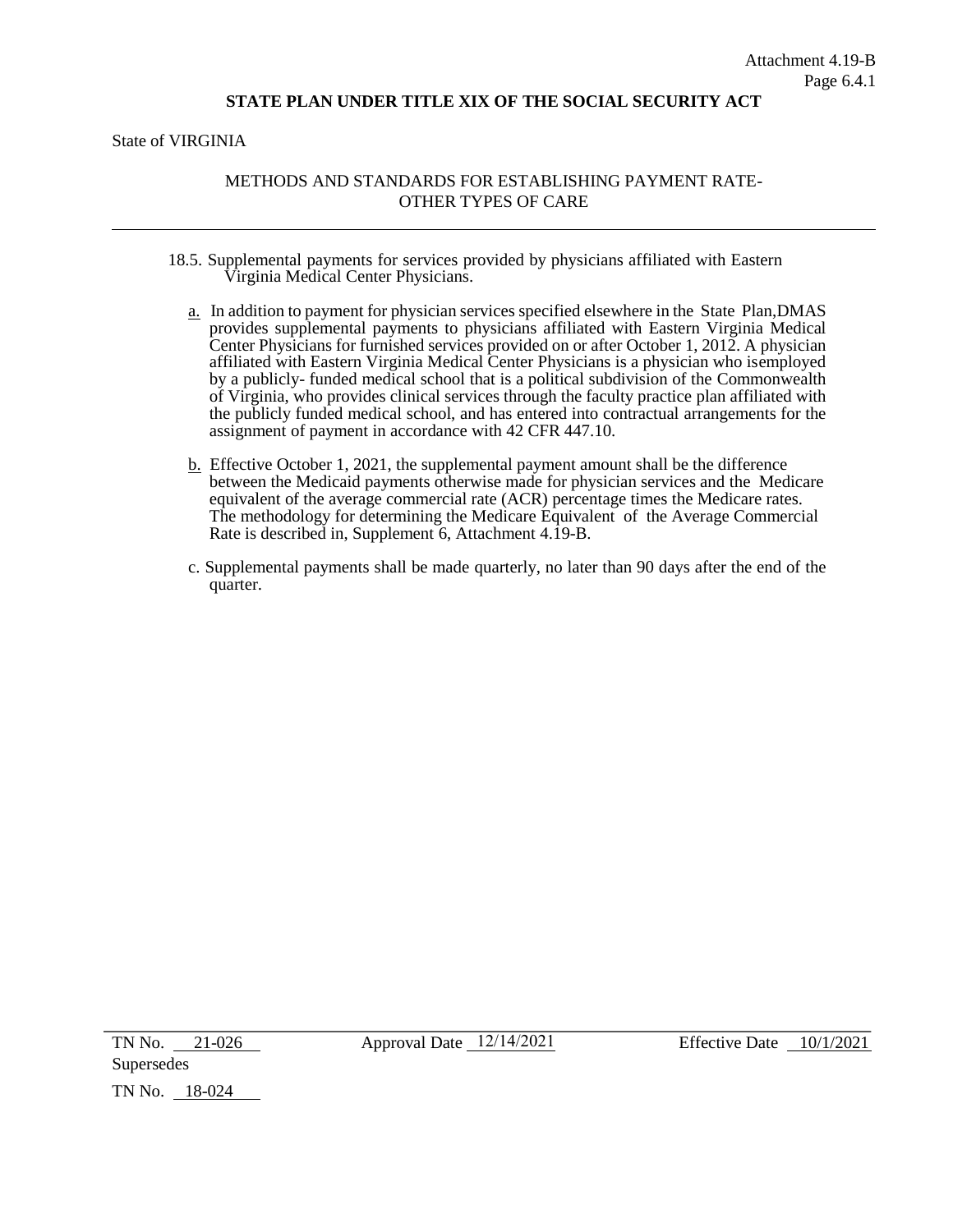STATE PLAN UNDER TITLE XIX OF THE SOCIAL SECURITY ACT

State of VIRGINIA

METHODS AND STANDARDS FOR ESTABLISHING PAYMENT RATE-OTHER TYPES OF CARE

---

18.5. Supplemental payments for services provided by physicians affiliated with Eastern Virginia Medical Center Physicians.

a. In addition to payment for physician services specified elsewhere in the State Plan, DMAS provides supplemental payments to physicians affiliated with Eastern Virginia Medical Center Physicians for furnished services provided on or after October 1, 2012. A physician affiliated with Eastern Virginia Medical Center Physicians is a physician who is employed by a publicly- funded medical school that is a political subdivision of the Commonwealth of Virginia, who provides clinical services through the faculty practice plan affiliated with the publicly funded medical school, and has entered into contractual arrangements for the assignment of payment in accordance with 42 CFR 447.10.

b. Effective October 1, 2021, the supplemental payment amount shall be the difference between the Medicaid payments otherwise made for physician services and the Medicare equivalent of the average commercial rate (ACR) percentage times the Medicare rates. The methodology for determining the Medicare Equivalent of the Average Commercial Rate is described in, Supplement 6, Attachment 4.19-B.

c. Supplemental payments shall be made quarterly, no later than 90 days after the end of the quarter.

TN No. 21-026 Approval Date 12/14/2021 Effective Date 10/1/2021

Supersedes

TN No. 18-024